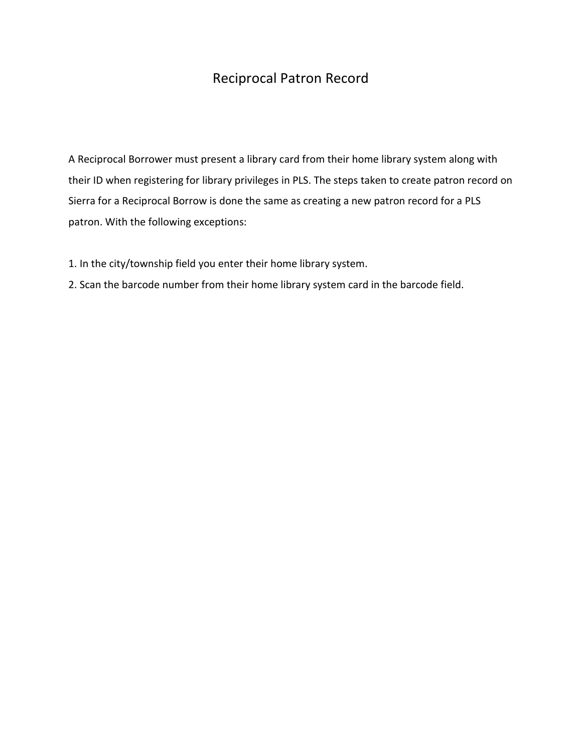# Reciprocal Patron Record

A Reciprocal Borrower must present a library card from their home library system along with their ID when registering for library privileges in PLS. The steps taken to create patron record on Sierra for a Reciprocal Borrow is done the same as creating a new patron record for a PLS patron. With the following exceptions:

1. In the city/township field you enter their home library system.
2. Scan the barcode number from their home library system card in the barcode field.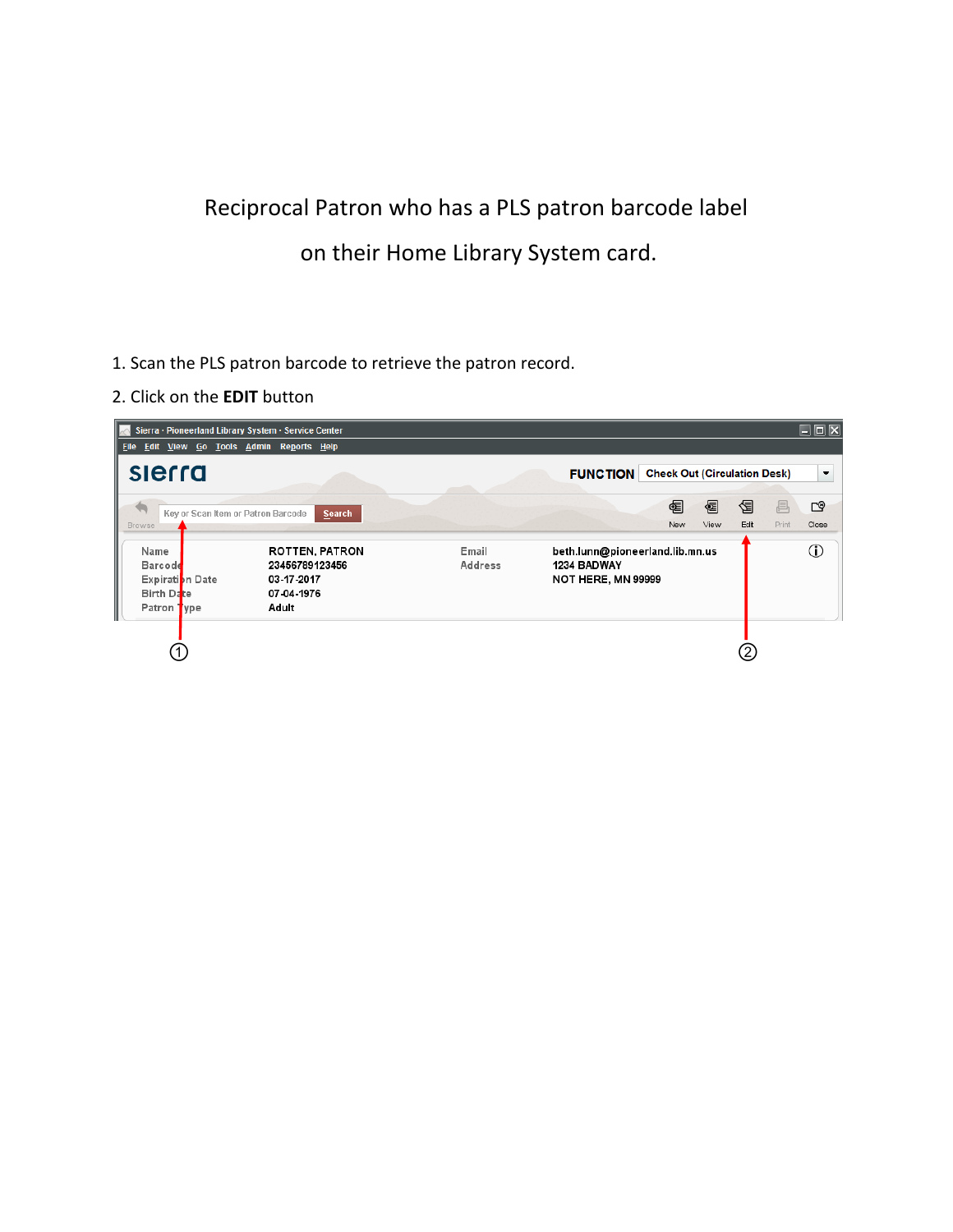Reciprocal Patron who has a PLS patron barcode label

on their Home Library System card.

1. Scan the PLS patron barcode to retrieve the patron record.
2. Click on the **EDIT** button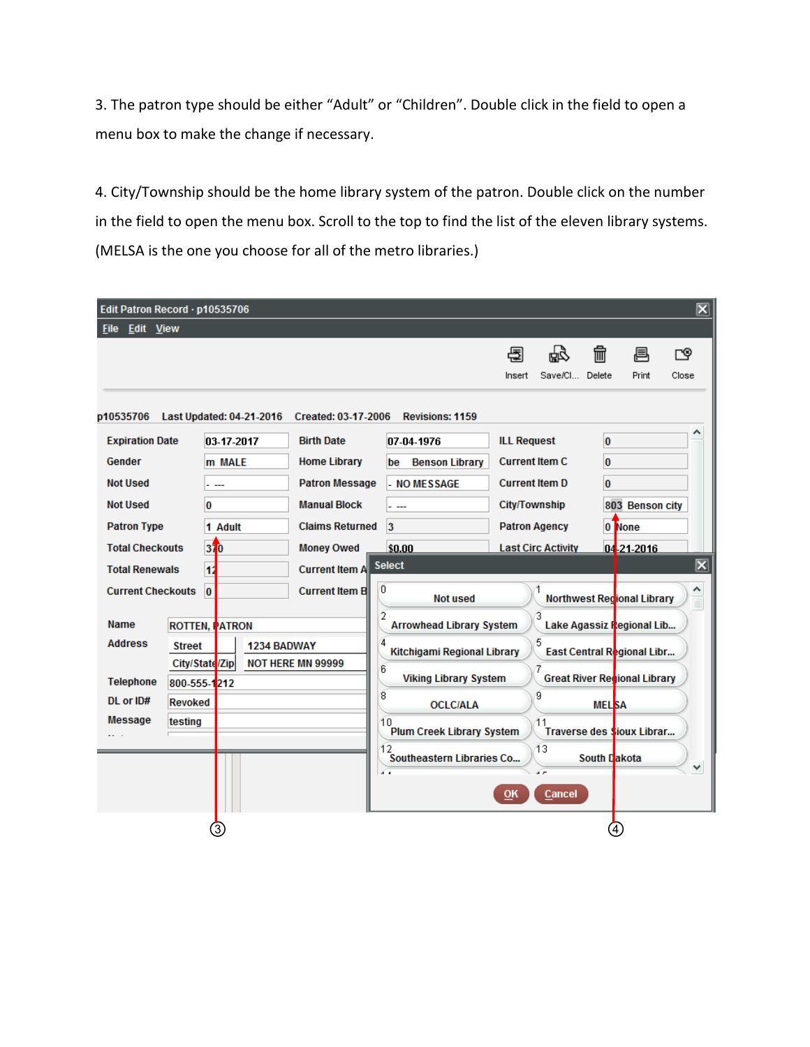3. The patron type should be either “Adult” or “Children”. Double click in the field to open a menu box to make the change if necessary.

4. City/Township should be the home library system of the patron. Double click on the number in the field to open the menu box. Scroll to the top to find the list of the eleven library systems. (MELSA is the one you choose for all of the metro libraries.)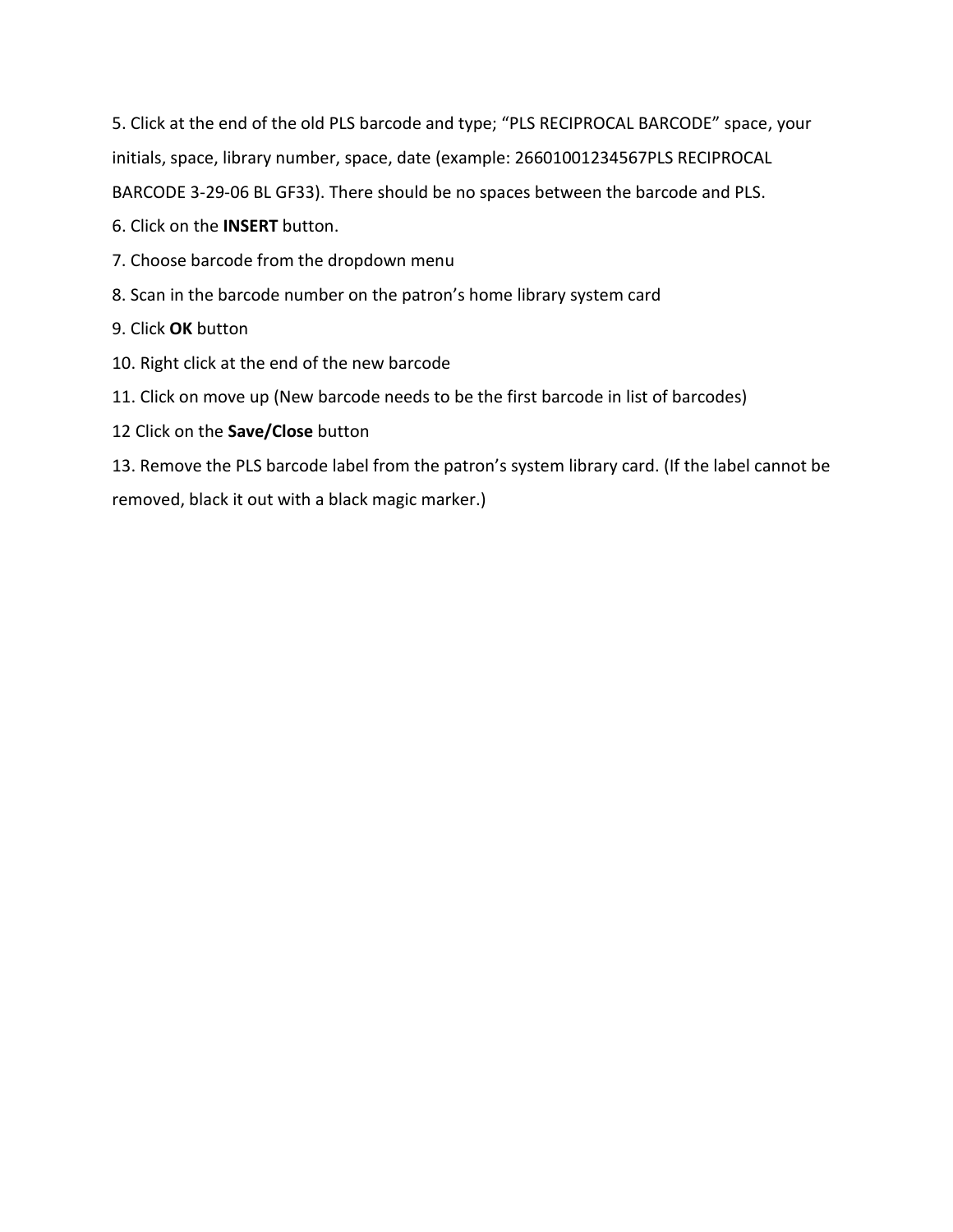5. Click at the end of the old PLS barcode and type; “PLS RECIPROCAL BARCODE” space, your initials, space, library number, space, date (example: 26601001234567PLS RECIPROCAL BARCODE 3-29-06 BL GF33). There should be no spaces between the barcode and PLS.

6. Click on the **INSERT** button.

7. Choose barcode from the dropdown menu

8. Scan in the barcode number on the patron’s home library system card

9. Click **OK** button

10. Right click at the end of the new barcode

11. Click on move up (New barcode needs to be the first barcode in list of barcodes)

12 Click on the **Save/Close** button

13. Remove the PLS barcode label from the patron’s system library card. (If the label cannot be removed, black it out with a black magic marker.)